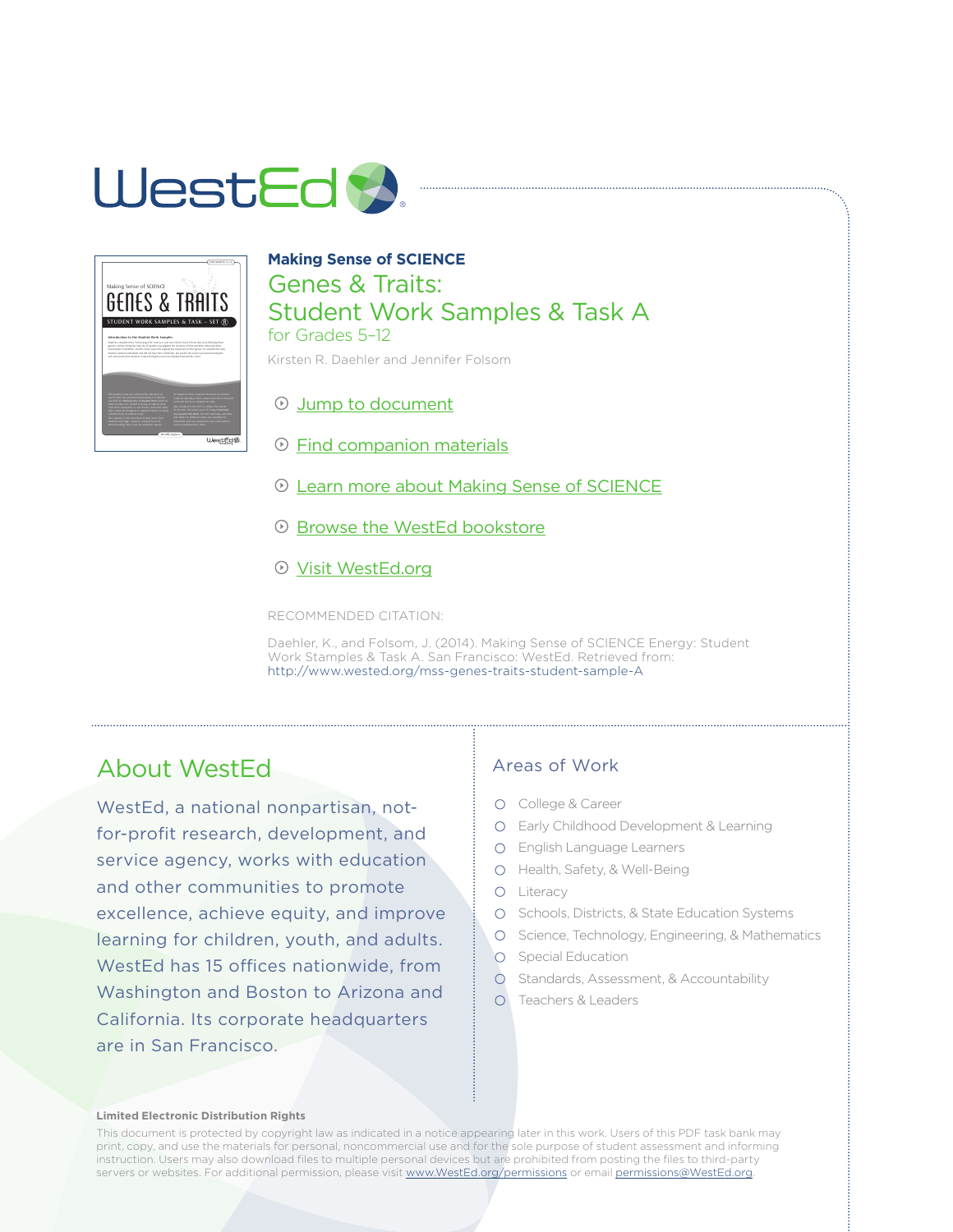WestEd

**Making Sense of SCIENCE**

# Genes & Traits: Student Work Samples & Task A

for Grades 5–12

Kirsten R. Daehler and Jennifer Folsom

- Jump to document
- Find companion materials
- Learn more about Making Sense of SCIENCE
- Browse the WestEd bookstore
- Visit WestEd.org

RECOMMENDED CITATION:

Daehler, K., and Folsom, J. (2014). Making Sense of SCIENCE Energy: Student Work Stamples & Task A. San Francisco: WestEd. Retrieved from: http://www.wested.org/mss-genes-traits-student-sample-A

## About WestEd

WestEd, a national nonpartisan, not-for-profit research, development, and service agency, works with education and other communities to promote excellence, achieve equity, and improve learning for children, youth, and adults. WestEd has 15 offices nationwide, from Washington and Boston to Arizona and California. Its corporate headquarters are in San Francisco.

## Areas of Work

- College & Career
- Early Childhood Development & Learning
- English Language Learners
- Health, Safety, & Well-Being
- Literacy
- Schools, Districts, & State Education Systems
- Science, Technology, Engineering, & Mathematics
- Special Education
- Standards, Assessment, & Accountability
- Teachers & Leaders

**Limited Electronic Distribution Rights**

This document is protected by copyright law as indicated in a notice appearing later in this work. Users of this PDF task bank may print, copy, and use the materials for personal, noncommercial use and for the sole purpose of student assessment and informing instruction. Users may also download files to multiple personal devices but are prohibited from posting the files to third-party servers or websites. For additional permission, please visit www.WestEd.org/permissions or email permissions@WestEd.org.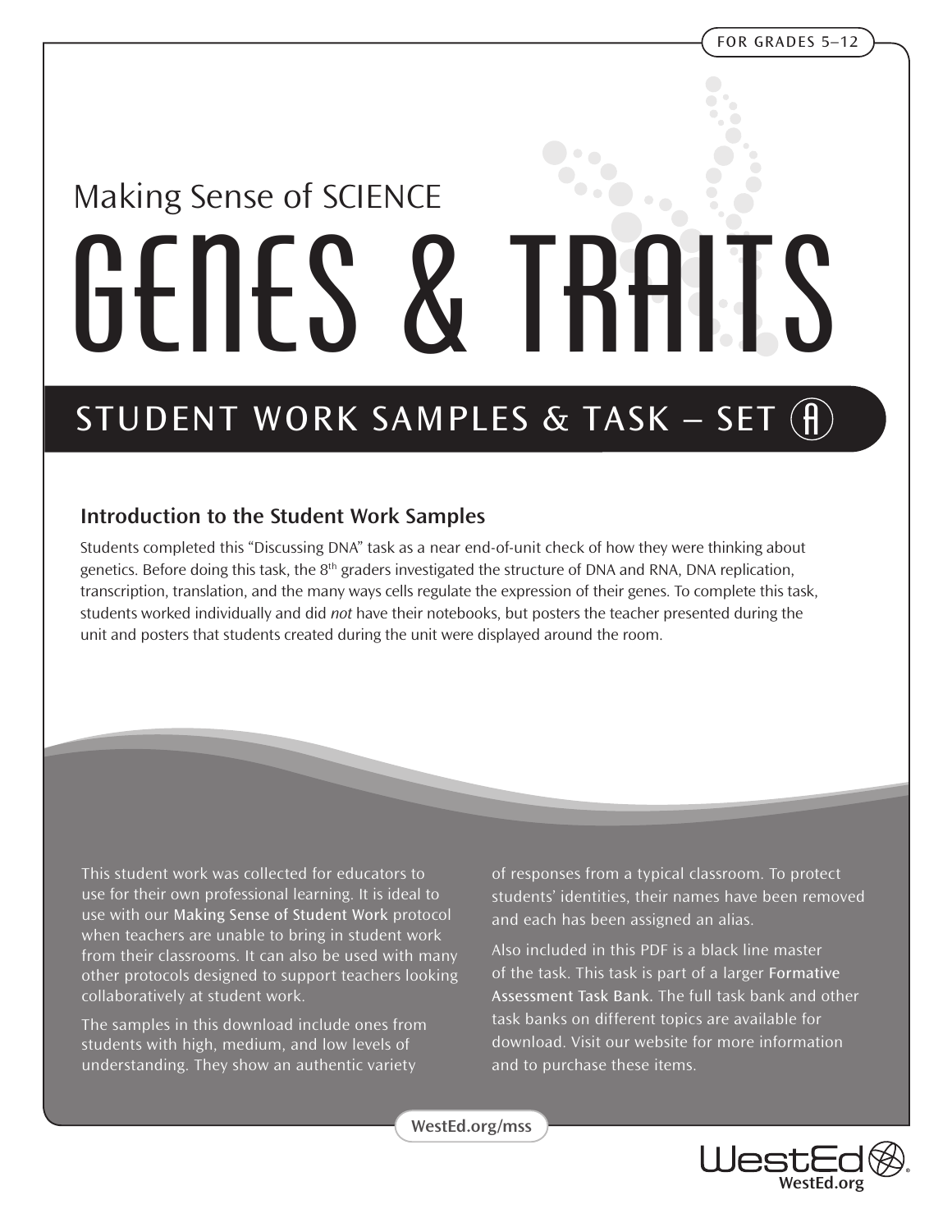FOR GRADES 5–12

Making Sense of SCIENCE

# GENES & TRAITS

## STUDENT WORK SAMPLES & TASK – SET A

### Introduction to the Student Work Samples

Students completed this "Discussing DNA" task as a near end-of-unit check of how they were thinking about genetics. Before doing this task, the 8th graders investigated the structure of DNA and RNA, DNA replication, transcription, translation, and the many ways cells regulate the expression of their genes. To complete this task, students worked individually and did *not* have their notebooks, but posters the teacher presented during the unit and posters that students created during the unit were displayed around the room.

This student work was collected for educators to use for their own professional learning. It is ideal to use with our Making Sense of Student Work protocol when teachers are unable to bring in student work from their classrooms. It can also be used with many other protocols designed to support teachers looking collaboratively at student work.

The samples in this download include ones from students with high, medium, and low levels of understanding. They show an authentic variety of responses from a typical classroom. To protect students' identities, their names have been removed and each has been assigned an alias.

Also included in this PDF is a black line master of the task. This task is part of a larger Formative Assessment Task Bank. The full task bank and other task banks on different topics are available for download. Visit our website for more information and to purchase these items.

WestEd.org/mss

WestEd
WestEd.org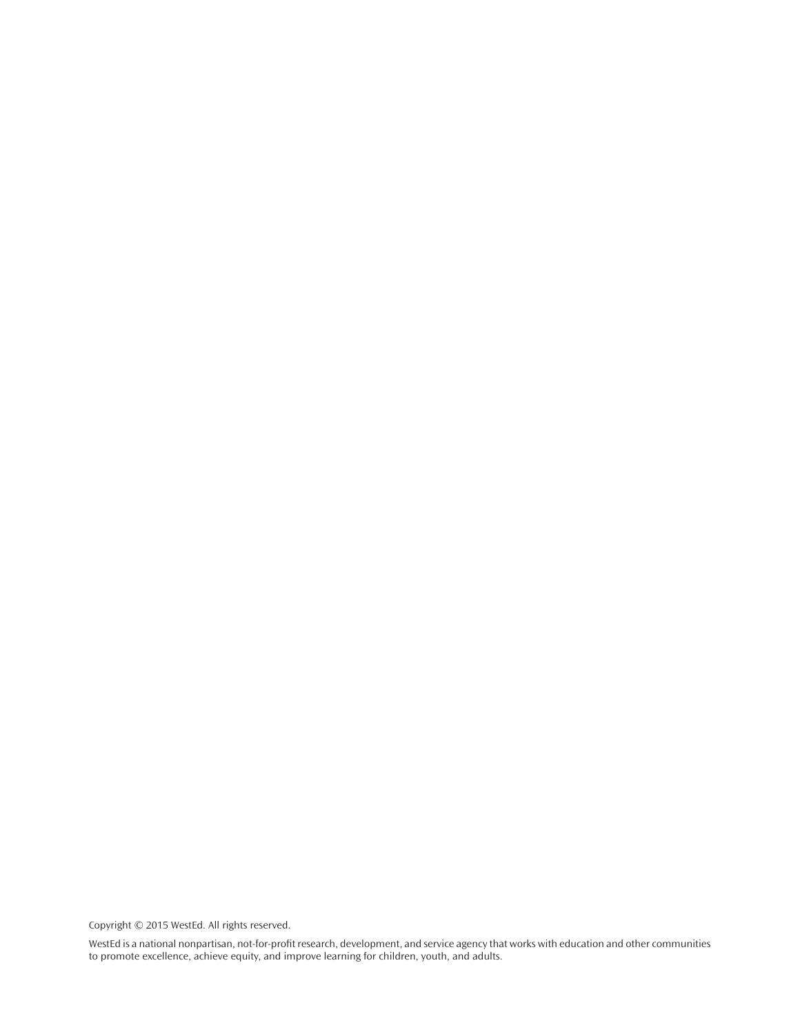Copyright © 2015 WestEd. All rights reserved.

WestEd is a national nonpartisan, not-for-profit research, development, and service agency that works with education and other communities to promote excellence, achieve equity, and improve learning for children, youth, and adults.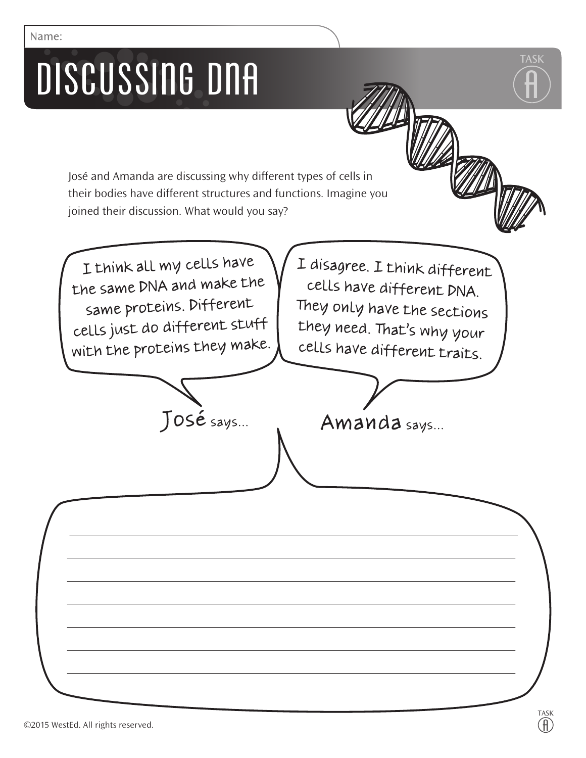Name:

# DISCUSSING DNA

TASK A

José and Amanda are discussing why different types of cells in their bodies have different structures and functions. Imagine you joined their discussion. What would you say?

**José** says...

I think all my cells have the same DNA and make the same proteins. Different cells just do different stuff with the proteins they make.

**Amanda** says...

I disagree. I think different cells have different DNA. They only have the sections they need. That's why your cells have different traits.

______________________________________________________________________

______________________________________________________________________

______________________________________________________________________

______________________________________________________________________

______________________________________________________________________

______________________________________________________________________

______________________________________________________________________

©2015 WestEd. All rights reserved.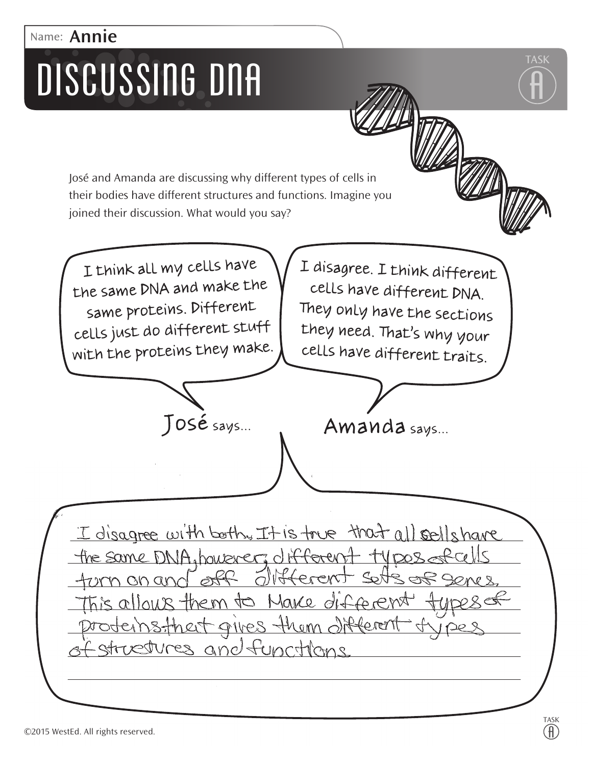Name: **Annie**

# DISCUSSING DNA

TASK A

José and Amanda are discussing why different types of cells in their bodies have different structures and functions. Imagine you joined their discussion. What would you say?

**José** says...

I think all my cells have the same DNA and make the same proteins. Different cells just do different stuff with the proteins they make.

**Amanda** says...

I disagree. I think different cells have different DNA. They only have the sections they need. That's why your cells have different traits.

I disagree with both. It is true that all cells have the same DNA, however, different types of cells turn on and off different sets of genes. This allows them to make different types of proteins that gives them different types of structures and functions.

©2015 WestEd. All rights reserved.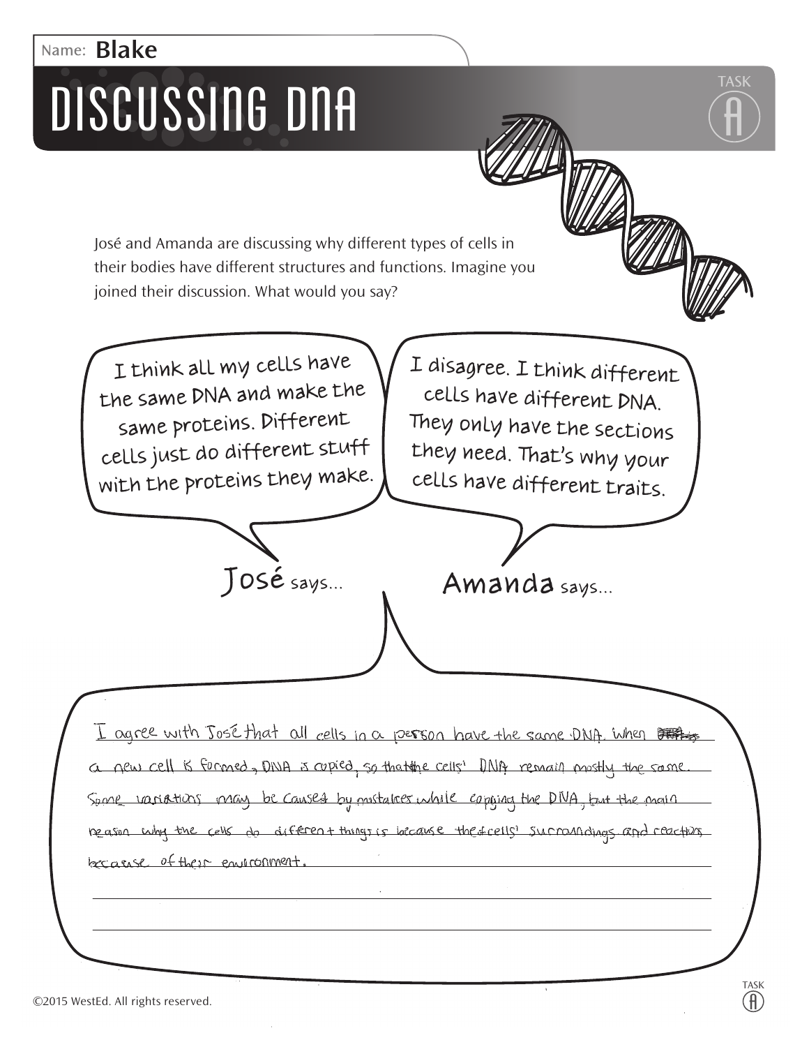Name: **Blake**

# DISCUSSING DNA

TASK A

José and Amanda are discussing why different types of cells in their bodies have different structures and functions. Imagine you joined their discussion. What would you say?

**José says...**

I think all my cells have the same DNA and make the same proteins. Different cells just do different stuff with the proteins they make.

**Amanda says...**

I disagree. I think different cells have different DNA. They only have the sections they need. That's why your cells have different traits.

I agree with José that all cells in a person have the same DNA. When a new cell is formed, DNA is copied, so that the cells' DNA remain mostly the same. Some variations may be caused by mistakes while copying the DNA, but the main reason why the cells do different things is because the cells' surroundings and reactions because of their environment.

©2015 WestEd. All rights reserved.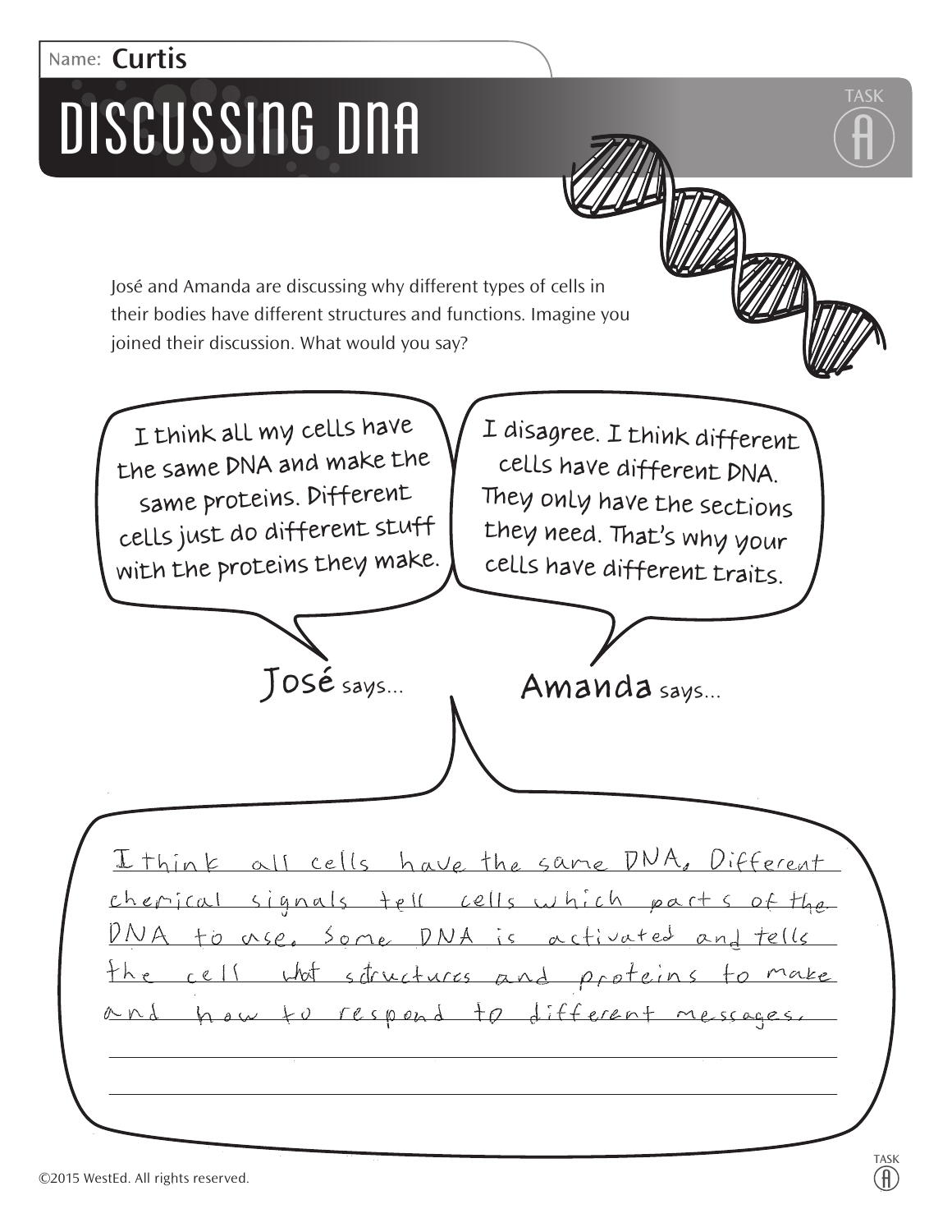Name: **Curtis**

# DISCUSSING DNA

TASK A

José and Amanda are discussing why different types of cells in their bodies have different structures and functions. Imagine you joined their discussion. What would you say?

**José says...**

I think all my cells have the same DNA and make the same proteins. Different cells just do different stuff with the proteins they make.

**Amanda says...**

I disagree. I think different cells have different DNA. They only have the sections they need. That's why your cells have different traits.

I think all cells have the same DNA. Different chemical signals tell cells which parts of the DNA to use. Some DNA is activated and tells the cell what structures and proteins to make and how to respond to different messages.

©2015 WestEd. All rights reserved.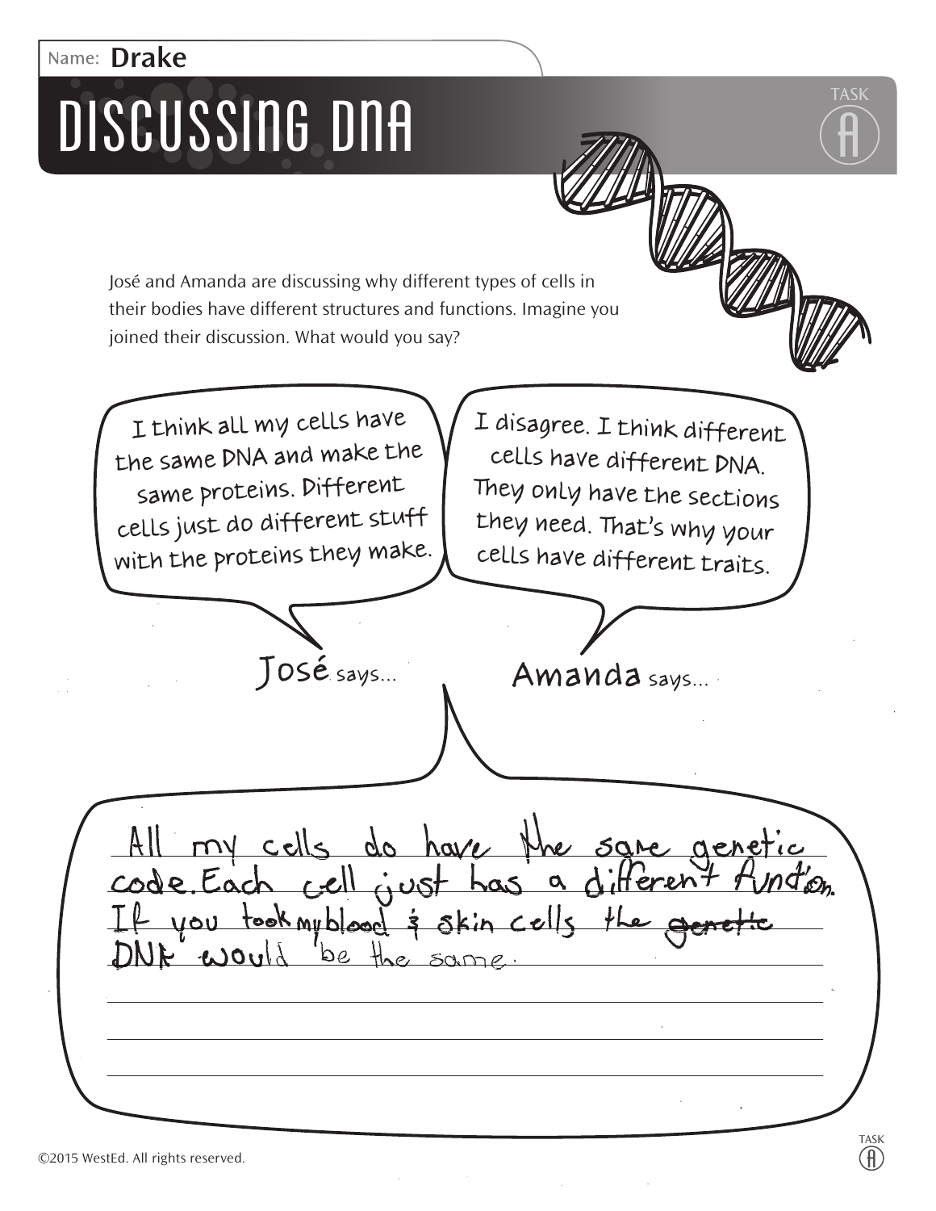Name: **Drake**

# DISCUSSING DNA

TASK A

José and Amanda are discussing why different types of cells in their bodies have different structures and functions. Imagine you joined their discussion. What would you say?

**José says...**

I think all my cells have the same DNA and make the same proteins. Different cells just do different stuff with the proteins they make.

**Amanda says...**

I disagree. I think different cells have different DNA. They only have the sections they need. That's why your cells have different traits.

All my cells do have the sare genetic code. Each cell just has a different function. If you took my blood & skin cells the ~~genetic~~ DNA would be the same.

©2015 WestEd. All rights reserved.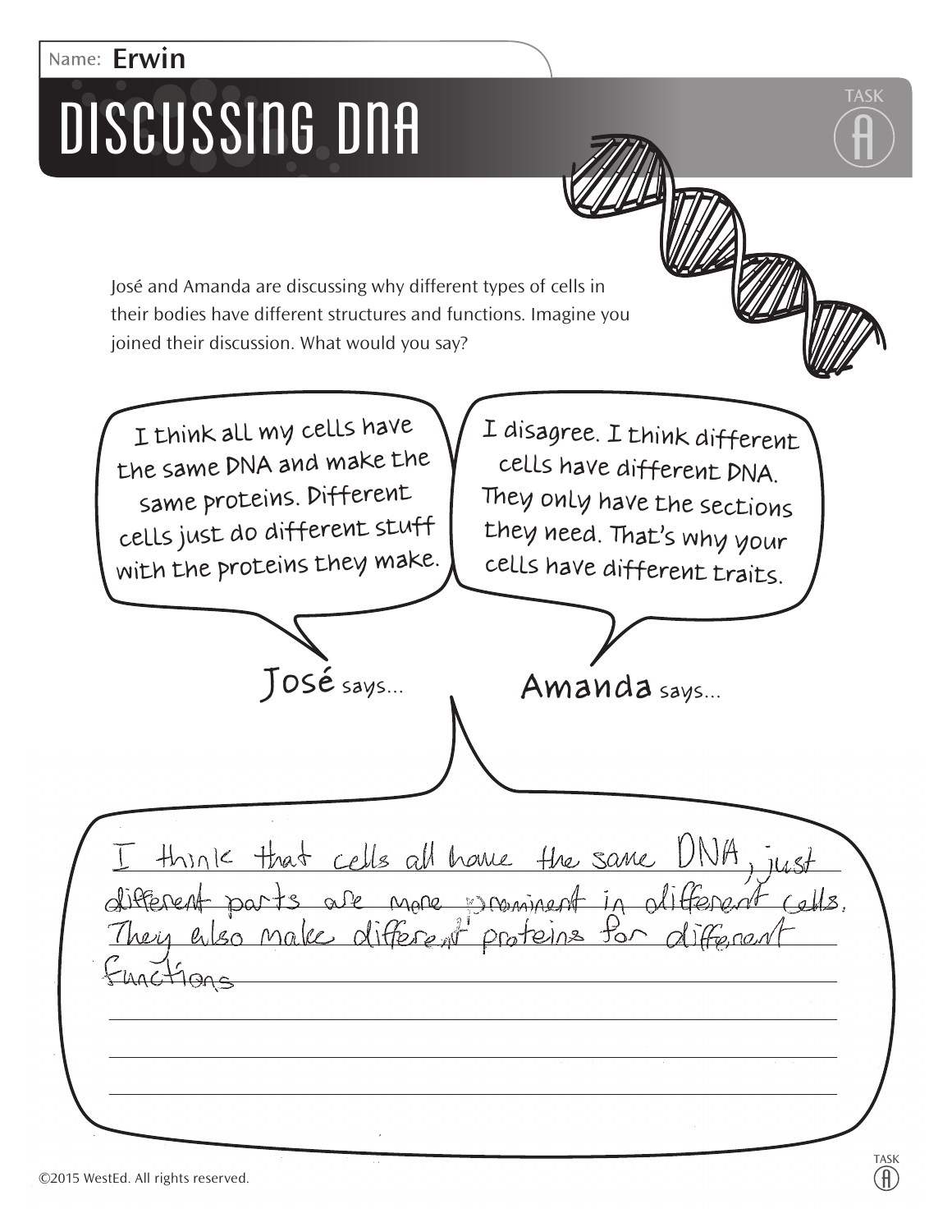Name: **Erwin**

# DISCUSSING DNA

TASK A

José and Amanda are discussing why different types of cells in their bodies have different structures and functions. Imagine you joined their discussion. What would you say?

**José says...**

I think all my cells have the same DNA and make the same proteins. Different cells just do different stuff with the proteins they make.

**Amanda says...**

I disagree. I think different cells have different DNA. They only have the sections they need. That's why your cells have different traits.

I think that cells all have the same DNA, just different parts are more prominent in different cells. They also make different proteins for different functions

©2015 WestEd. All rights reserved.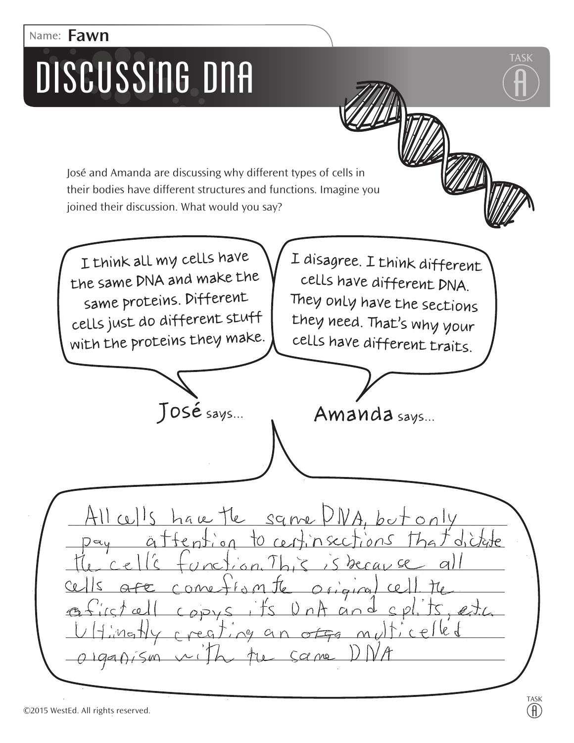Name: **Fawn**

# DISCUSSING DNA

TASK A

José and Amanda are discussing why different types of cells in their bodies have different structures and functions. Imagine you joined their discussion. What would you say?

**José says...**

I think all my cells have the same DNA and make the same proteins. Different cells just do different stuff with the proteins they make.

**Amanda says...**

I disagree. I think different cells have different DNA. They only have the sections they need. That's why your cells have different traits.

All cells have the same DNA, but only pay attention to certin sections that dictate the cell's function. This is because all cells ~~are~~ come from the original cell. The ~~a~~ first cell copys it's DnA and splits, etc. Ultimatly creating an ~~ofga~~ multicelled organism with the same DNA

©2015 WestEd. All rights reserved.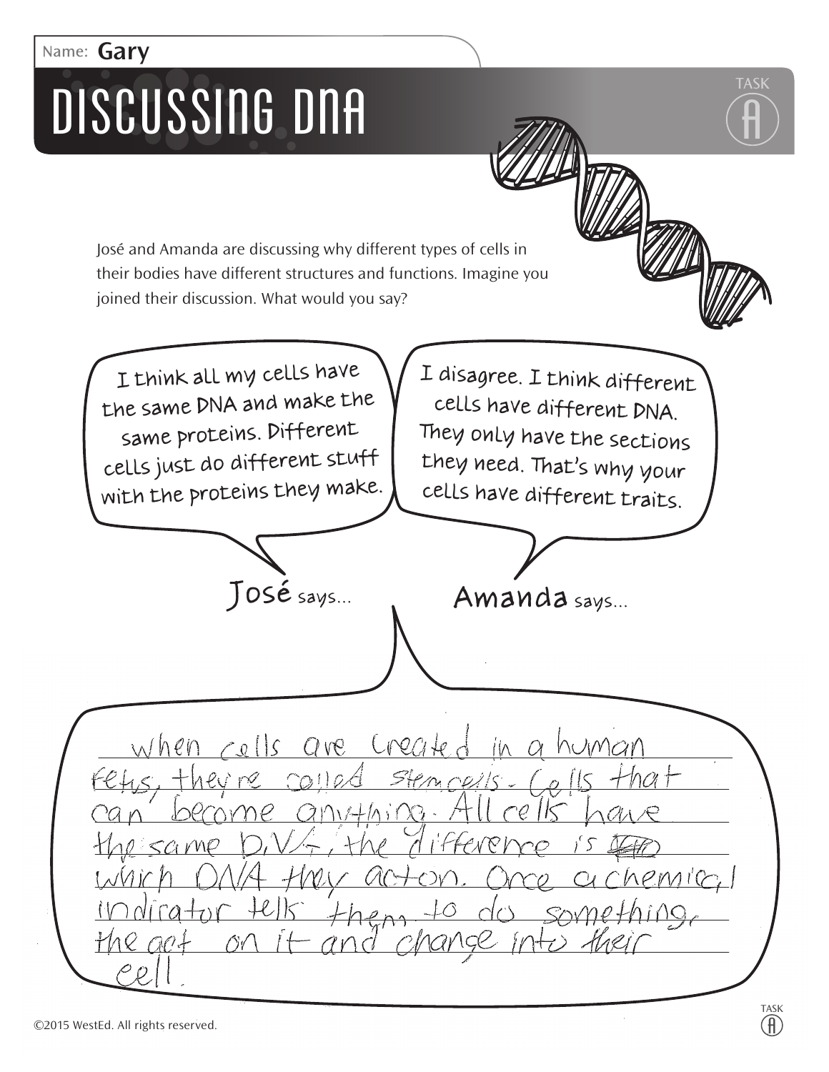Name: **Gary**

# DISCUSSING DNA

TASK A

José and Amanda are discussing why different types of cells in their bodies have different structures and functions. Imagine you joined their discussion. What would you say?

**José** says...

> I think all my cells have the same DNA and make the same proteins. Different cells just do different stuff with the proteins they make.

**Amanda** says...

> I disagree. I think different cells have different DNA. They only have the sections they need. That's why your cells have different traits.

> when cells are created in a human fetus, they're called stem cells - Cells that can become anything. All cells have the same DNA, the difference is which DNA they act on. Once a chemical indicator tells them to do something, the act on it and change into their cell.

©2015 WestEd. All rights reserved.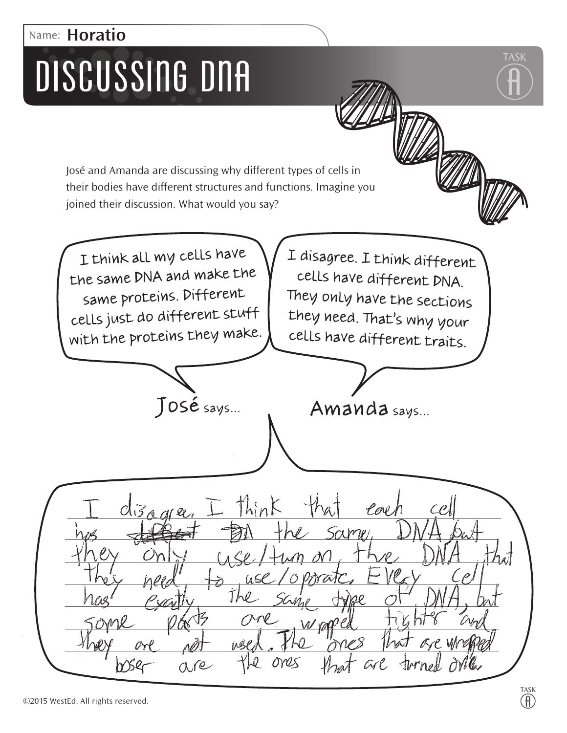Name: **Horatio**

# DISCUSSING DNA

TASK A

José and Amanda are discussing why different types of cells in their bodies have different structures and functions. Imagine you joined their discussion. What would you say?

**José** says...

I think all my cells have the same DNA and make the same proteins. Different cells just do different stuff with the proteins they make.

**Amanda** says...

I disagree. I think different cells have different DNA. They only have the sections they need. That's why your cells have different traits.

I disagree. I think that each cell has ~~different~~ ~~DN~~ the same DNA but they only use/turn on the DNA that they need to use/oporate. Every cell has exactly the same type of DNA, but some parts are wrapped tighter and they are not used. The ones that are wrapped loser are the ones that are turned on.

©2015 WestEd. All rights reserved.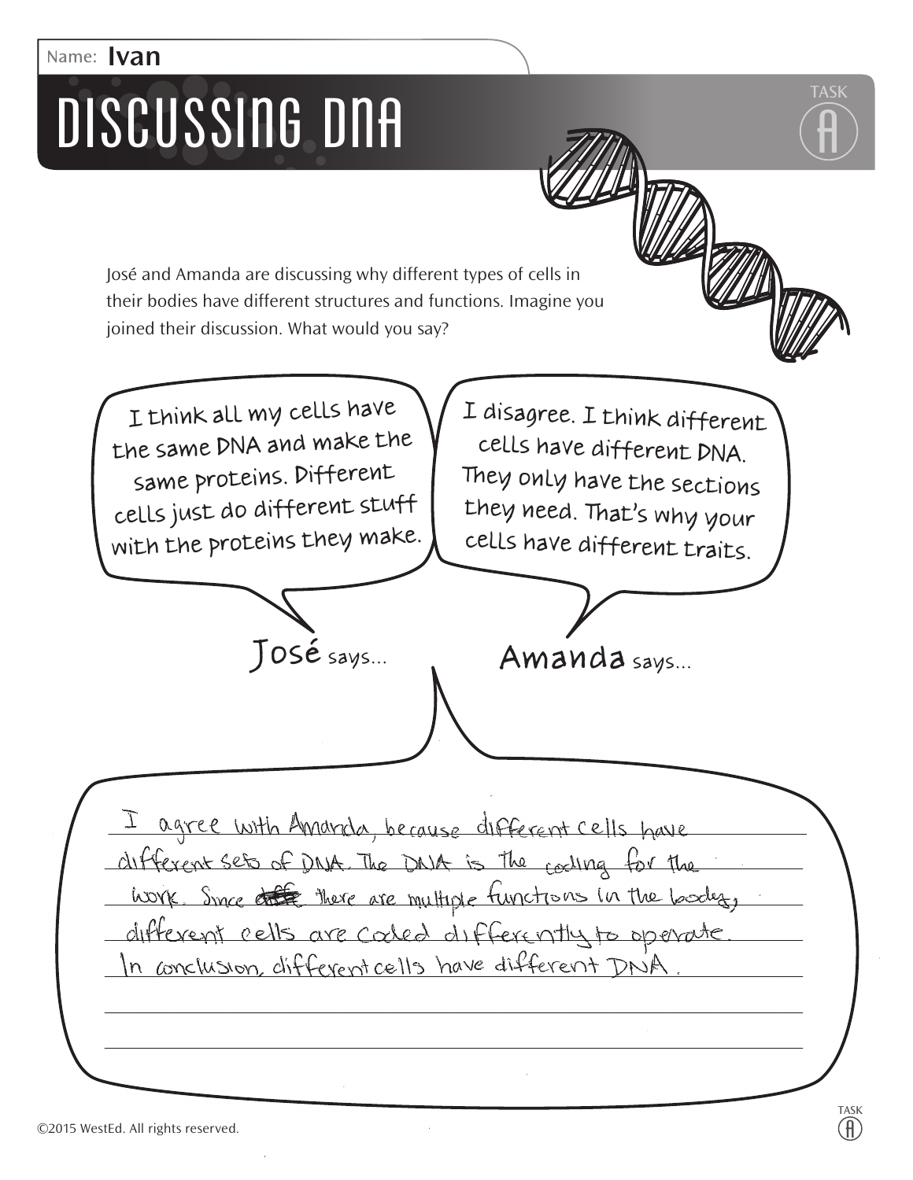Name: **Ivan**

# DISCUSSING DNA

TASK A

José and Amanda are discussing why different types of cells in their bodies have different structures and functions. Imagine you joined their discussion. What would you say?

**José says...**

I think all my cells have the same DNA and make the same proteins. Different cells just do different stuff with the proteins they make.

**Amanda says...**

I disagree. I think different cells have different DNA. They only have the sections they need. That's why your cells have different traits.

I agree with Amanda, because different cells have different sets of DNA. The DNA is the coding for the work. Since ~~diff~~ there are multiple functions in the body, different cells are coded differently to operate. In conclusion, different cells have different DNA.

©2015 WestEd. All rights reserved.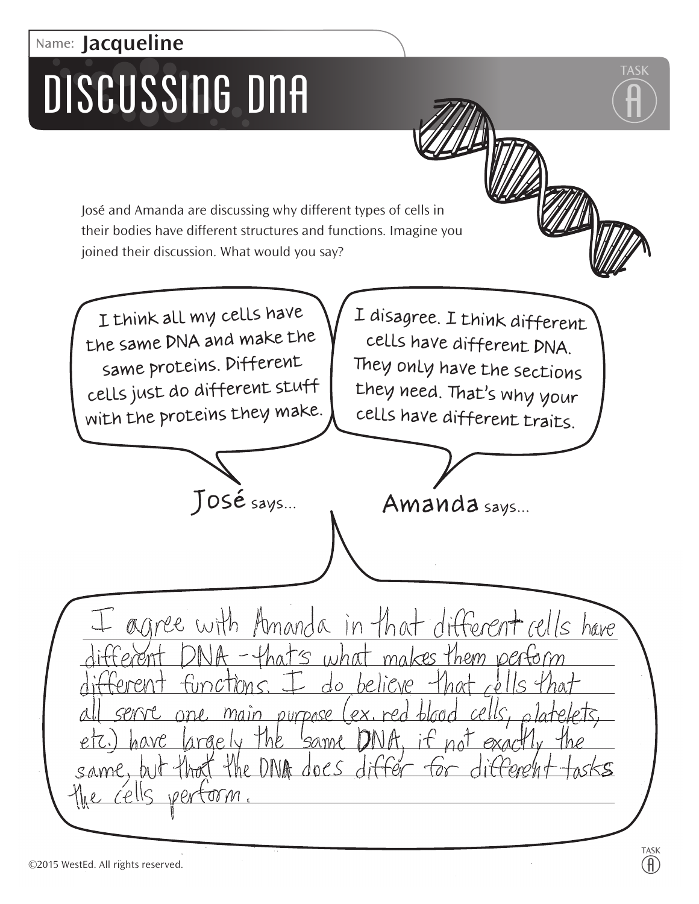Name: **Jacqueline**

# DISCUSSING DNA

TASK A

José and Amanda are discussing why different types of cells in their bodies have different structures and functions. Imagine you joined their discussion. What would you say?

**José** says...

I think all my cells have the same DNA and make the same proteins. Different cells just do different stuff with the proteins they make.

**Amanda** says...

I disagree. I think different cells have different DNA. They only have the sections they need. That's why your cells have different traits.

I agree with Amanda in that different cells have different DNA - that's what makes them perform different functions. I do believe that cells that all serve one main purpose (ex. red blood cells, platelets, etc.) have largely the same DNA, if not exactly the same, but that the DNA does differ for different tasks the cells perform.

©2015 WestEd. All rights reserved.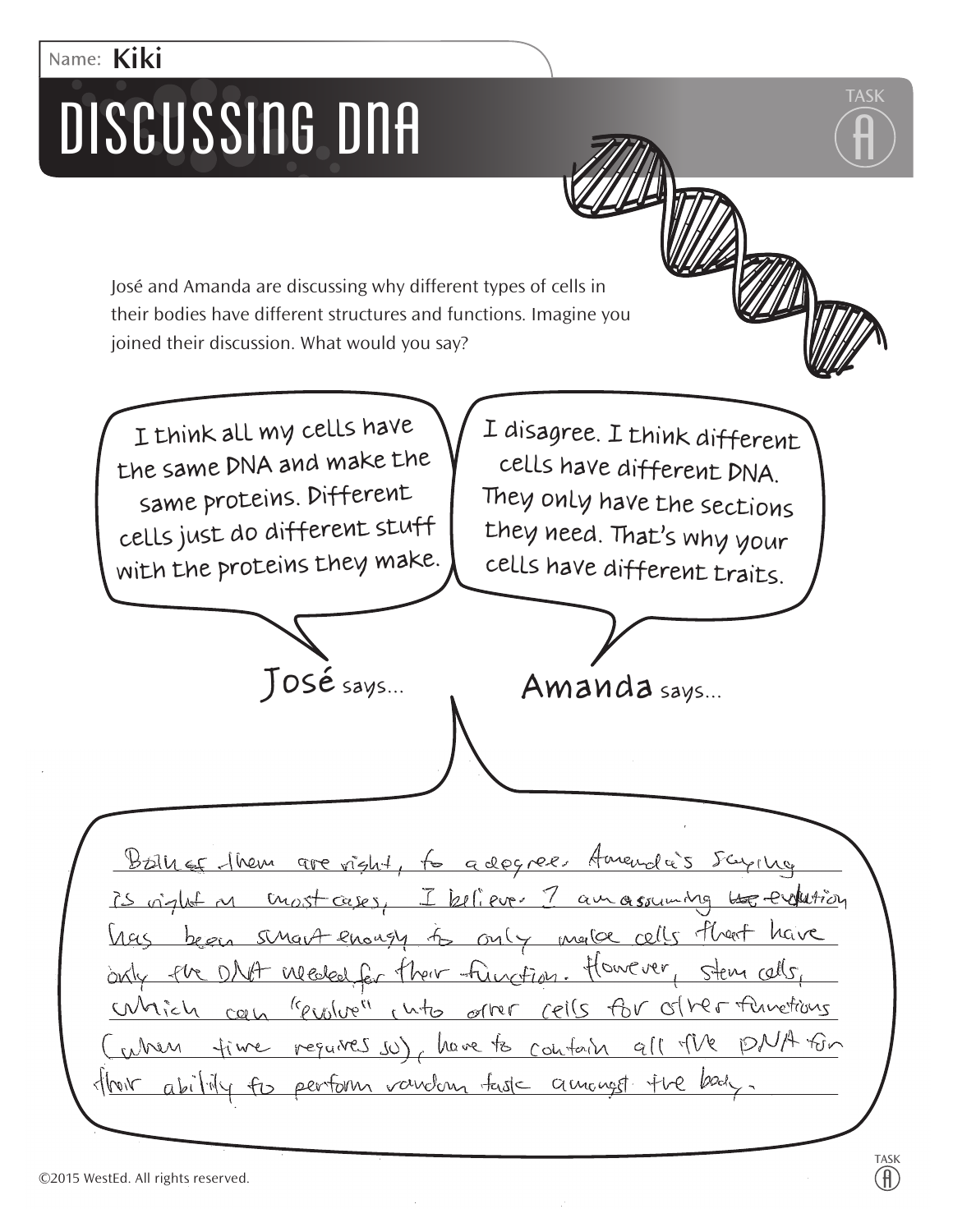Name: **Kiki**

# DISCUSSING DNA

TASK A

José and Amanda are discussing why different types of cells in their bodies have different structures and functions. Imagine you joined their discussion. What would you say?

**José says...**

I think all my cells have the same DNA and make the same proteins. Different cells just do different stuff with the proteins they make.

**Amanda says...**

I disagree. I think different cells have different DNA. They only have the sections they need. That's why your cells have different traits.

Both ~~of~~ them are right, to a degree. Amanda's saying is right in most cases, I believe. I am assuming ~~the~~ evolution has been smart enough to only make cells that have only the DNA needed for their function. However, stem cells, which can "evolve" into other cells for other functions (when time requires so), have to contain all the DNA for their ability to perform random task amongst the body.

©2015 WestEd. All rights reserved.